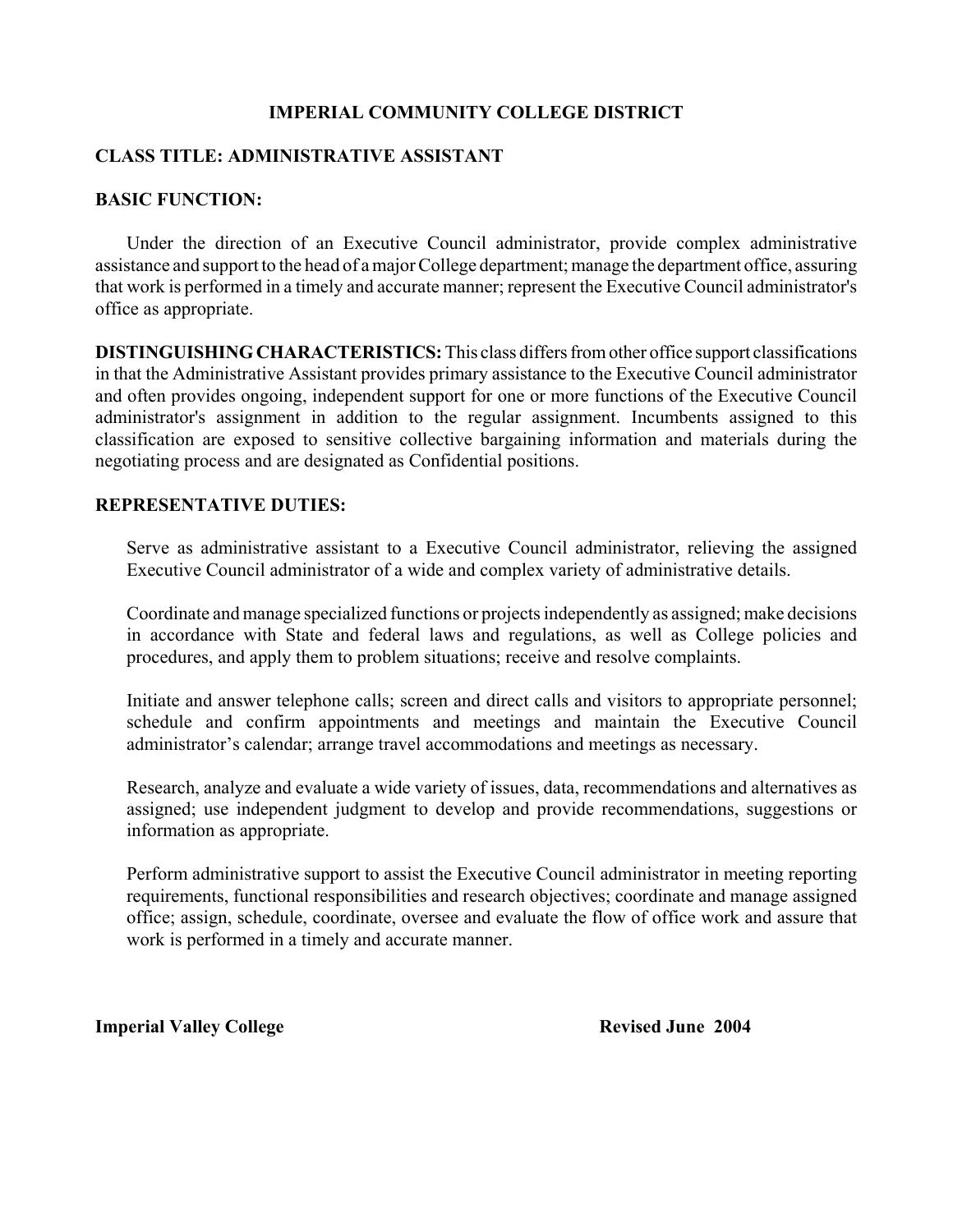# IMPERIAL COMMUNITY COLLEGE DISTRICT

## CLASS TITLE: ADMINISTRATIVE ASSISTANT

### BASIC FUNCTION:

Under the direction of an Executive Council administrator, provide complex administrative assistance and support to the head of a major College department; manage the department office, assuring that work is performed in a timely and accurate manner; represent the Executive Council administrator's office as appropriate.

**DISTINGUISHING CHARACTERISTICS:** This class differs from other office support classifications in that the Administrative Assistant provides primary assistance to the Executive Council administrator and often provides ongoing, independent support for one or more functions of the Executive Council administrator's assignment in addition to the regular assignment. Incumbents assigned to this classification are exposed to sensitive collective bargaining information and materials during the negotiating process and are designated as Confidential positions.

### REPRESENTATIVE DUTIES:

Serve as administrative assistant to a Executive Council administrator, relieving the assigned Executive Council administrator of a wide and complex variety of administrative details.

Coordinate and manage specialized functions or projects independently as assigned; make decisions in accordance with State and federal laws and regulations, as well as College policies and procedures, and apply them to problem situations; receive and resolve complaints.

Initiate and answer telephone calls; screen and direct calls and visitors to appropriate personnel; schedule and confirm appointments and meetings and maintain the Executive Council administrator's calendar; arrange travel accommodations and meetings as necessary.

Research, analyze and evaluate a wide variety of issues, data, recommendations and alternatives as assigned; use independent judgment to develop and provide recommendations, suggestions or information as appropriate.

Perform administrative support to assist the Executive Council administrator in meeting reporting requirements, functional responsibilities and research objectives; coordinate and manage assigned office; assign, schedule, coordinate, oversee and evaluate the flow of office work and assure that work is performed in a timely and accurate manner.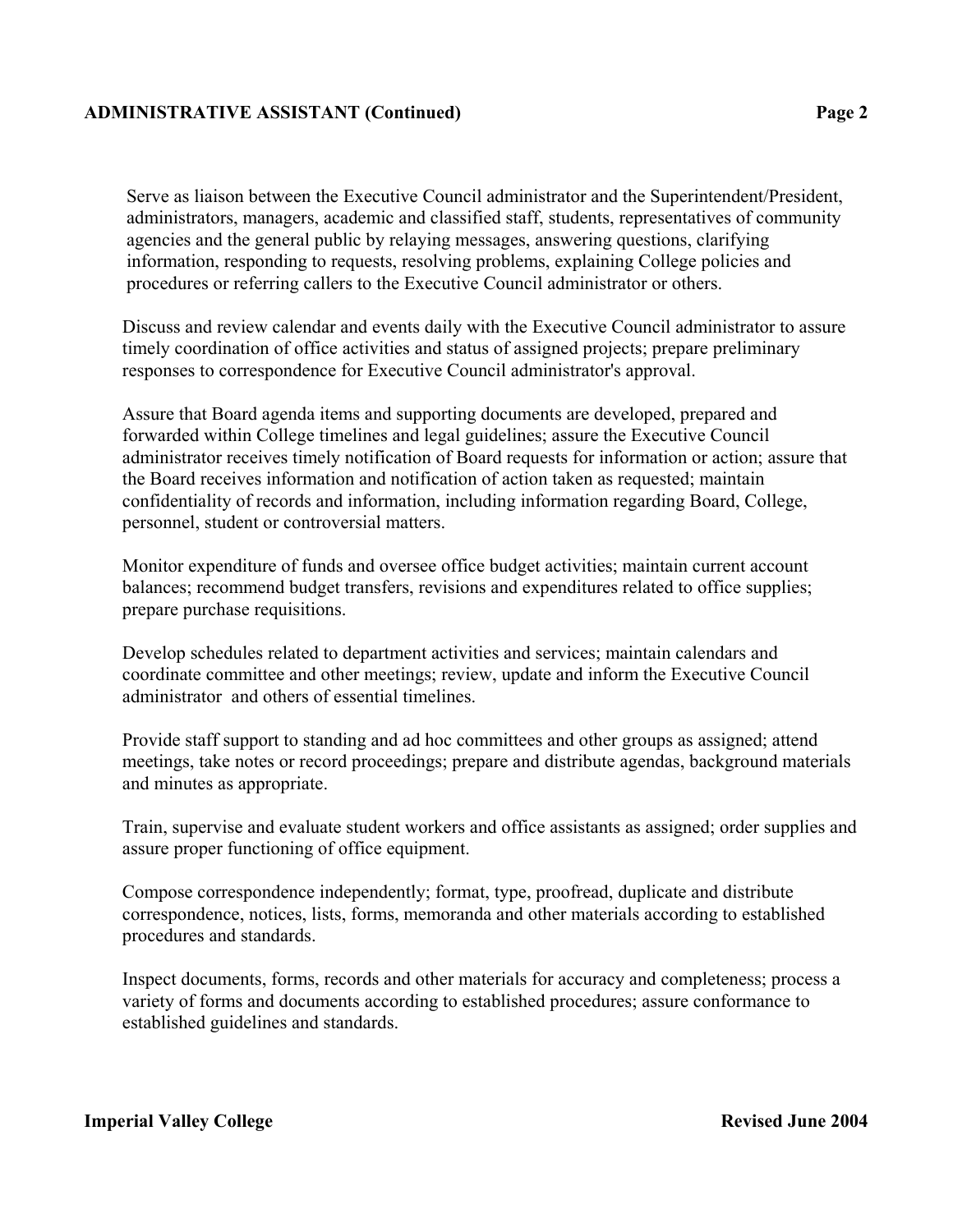Serve as liaison between the Executive Council administrator and the Superintendent/President, administrators, managers, academic and classified staff, students, representatives of community agencies and the general public by relaying messages, answering questions, clarifying information, responding to requests, resolving problems, explaining College policies and procedures or referring callers to the Executive Council administrator or others.

Discuss and review calendar and events daily with the Executive Council administrator to assure timely coordination of office activities and status of assigned projects; prepare preliminary responses to correspondence for Executive Council administrator's approval.

Assure that Board agenda items and supporting documents are developed, prepared and forwarded within College timelines and legal guidelines; assure the Executive Council administrator receives timely notification of Board requests for information or action; assure that the Board receives information and notification of action taken as requested; maintain confidentiality of records and information, including information regarding Board, College, personnel, student or controversial matters.

Monitor expenditure of funds and oversee office budget activities; maintain current account balances; recommend budget transfers, revisions and expenditures related to office supplies; prepare purchase requisitions.

Develop schedules related to department activities and services; maintain calendars and coordinate committee and other meetings; review, update and inform the Executive Council administrator and others of essential timelines.

Provide staff support to standing and ad hoc committees and other groups as assigned; attend meetings, take notes or record proceedings; prepare and distribute agendas, background materials and minutes as appropriate.

Train, supervise and evaluate student workers and office assistants as assigned; order supplies and assure proper functioning of office equipment.

Compose correspondence independently; format, type, proofread, duplicate and distribute correspondence, notices, lists, forms, memoranda and other materials according to established procedures and standards.

Inspect documents, forms, records and other materials for accuracy and completeness; process a variety of forms and documents according to established procedures; assure conformance to established guidelines and standards.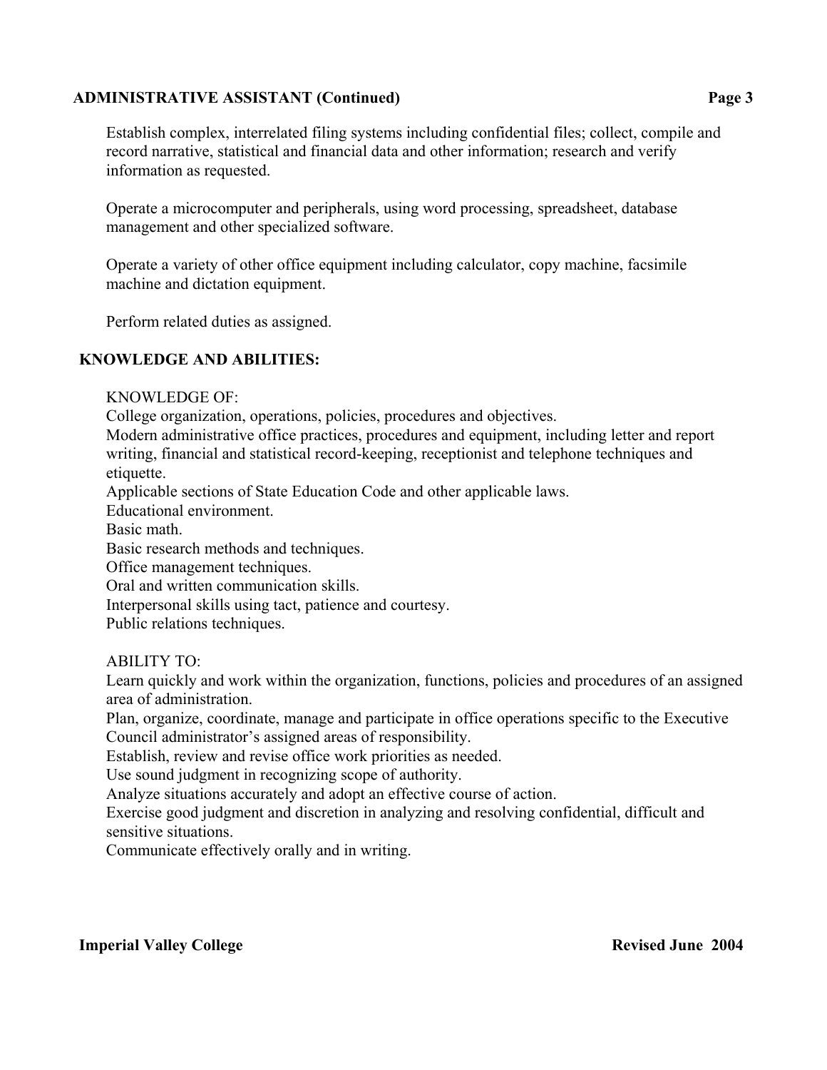Establish complex, interrelated filing systems including confidential files; collect, compile and record narrative, statistical and financial data and other information; research and verify information as requested.

Operate a microcomputer and peripherals, using word processing, spreadsheet, database management and other specialized software.

Operate a variety of other office equipment including calculator, copy machine, facsimile machine and dictation equipment.

Perform related duties as assigned.

## KNOWLEDGE AND ABILITIES:

KNOWLEDGE OF:

College organization, operations, policies, procedures and objectives.
Modern administrative office practices, procedures and equipment, including letter and report writing, financial and statistical record-keeping, receptionist and telephone techniques and etiquette.
Applicable sections of State Education Code and other applicable laws.
Educational environment.
Basic math.
Basic research methods and techniques.
Office management techniques.
Oral and written communication skills.
Interpersonal skills using tact, patience and courtesy.
Public relations techniques.

ABILITY TO:

Learn quickly and work within the organization, functions, policies and procedures of an assigned area of administration.
Plan, organize, coordinate, manage and participate in office operations specific to the Executive Council administrator's assigned areas of responsibility.
Establish, review and revise office work priorities as needed.
Use sound judgment in recognizing scope of authority.
Analyze situations accurately and adopt an effective course of action.
Exercise good judgment and discretion in analyzing and resolving confidential, difficult and sensitive situations.
Communicate effectively orally and in writing.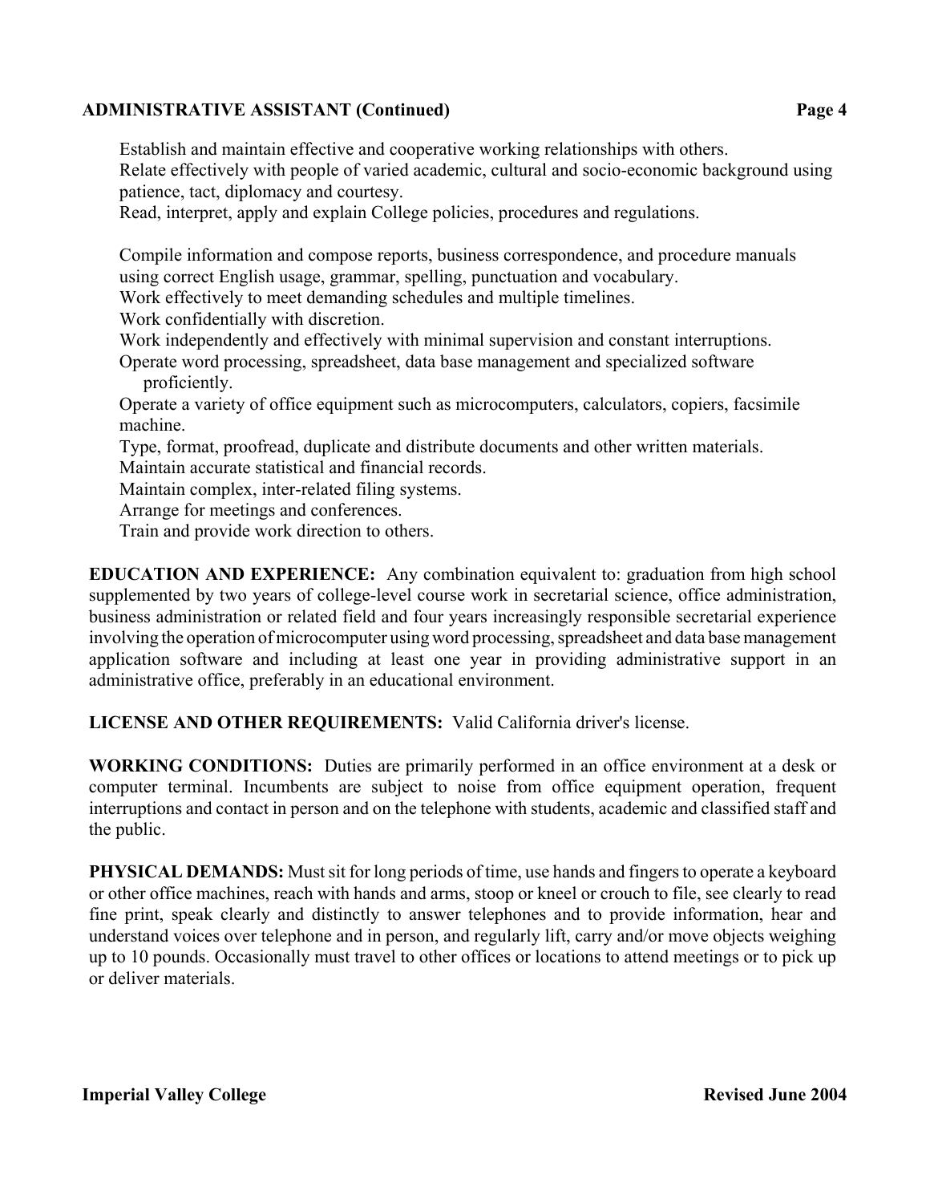Establish and maintain effective and cooperative working relationships with others.
Relate effectively with people of varied academic, cultural and socio-economic background using patience, tact, diplomacy and courtesy.
Read, interpret, apply and explain College policies, procedures and regulations.

Compile information and compose reports, business correspondence, and procedure manuals using correct English usage, grammar, spelling, punctuation and vocabulary.
Work effectively to meet demanding schedules and multiple timelines.
Work confidentially with discretion.
Work independently and effectively with minimal supervision and constant interruptions.
Operate word processing, spreadsheet, data base management and specialized software proficiently.
Operate a variety of office equipment such as microcomputers, calculators, copiers, facsimile machine.
Type, format, proofread, duplicate and distribute documents and other written materials.
Maintain accurate statistical and financial records.
Maintain complex, inter-related filing systems.
Arrange for meetings and conferences.
Train and provide work direction to others.

**EDUCATION AND EXPERIENCE:** Any combination equivalent to: graduation from high school supplemented by two years of college-level course work in secretarial science, office administration, business administration or related field and four years increasingly responsible secretarial experience involving the operation of microcomputer using word processing, spreadsheet and data base management application software and including at least one year in providing administrative support in an administrative office, preferably in an educational environment.

**LICENSE AND OTHER REQUIREMENTS:** Valid California driver's license.

**WORKING CONDITIONS:** Duties are primarily performed in an office environment at a desk or computer terminal. Incumbents are subject to noise from office equipment operation, frequent interruptions and contact in person and on the telephone with students, academic and classified staff and the public.

**PHYSICAL DEMANDS:** Must sit for long periods of time, use hands and fingers to operate a keyboard or other office machines, reach with hands and arms, stoop or kneel or crouch to file, see clearly to read fine print, speak clearly and distinctly to answer telephones and to provide information, hear and understand voices over telephone and in person, and regularly lift, carry and/or move objects weighing up to 10 pounds. Occasionally must travel to other offices or locations to attend meetings or to pick up or deliver materials.